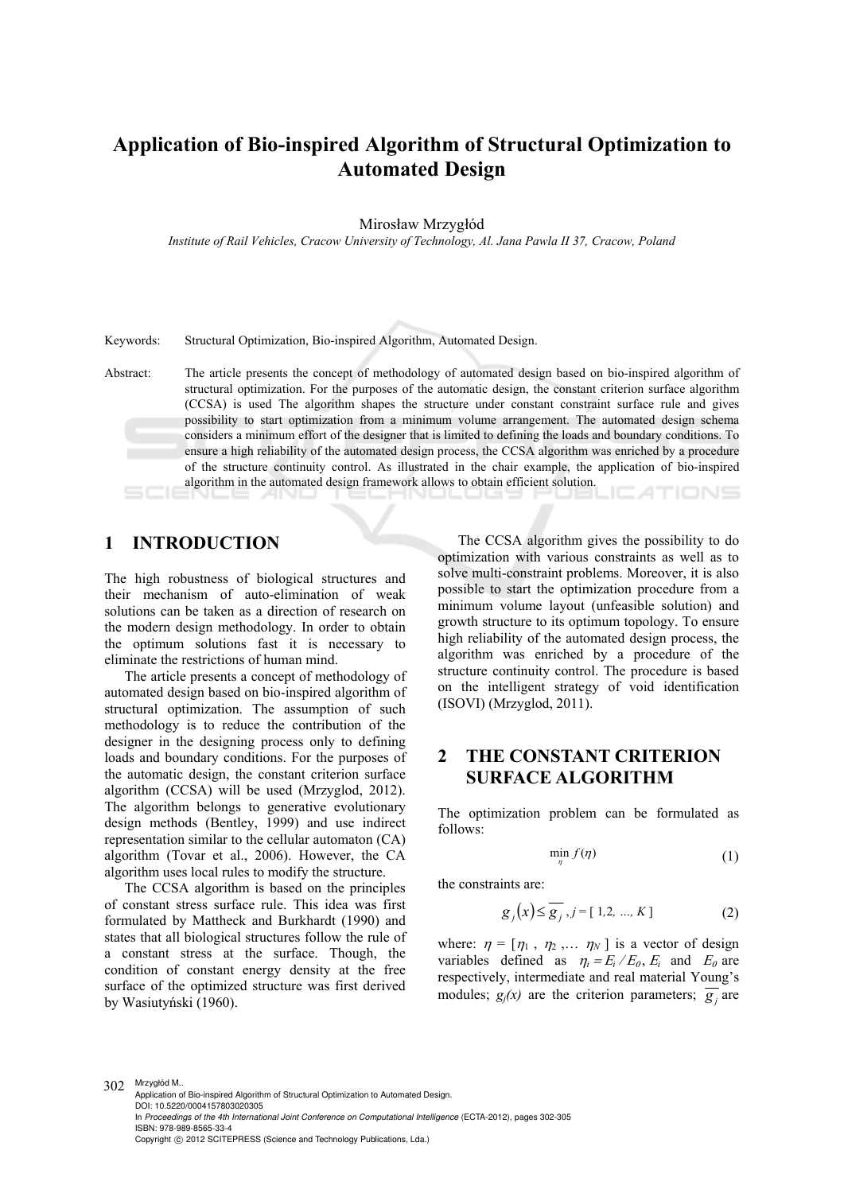# Application of Bio-inspired Algorithm of Structural Optimization to Automated Design

Mirosław Mrzygłód

*Institute of Rail Vehicles, Cracow University of Technology, Al. Jana Pawla II 37, Cracow, Poland*

Keywords: Structural Optimization, Bio-inspired Algorithm, Automated Design.

Abstract: The article presents the concept of methodology of automated design based on bio-inspired algorithm of structural optimization. For the purposes of the automatic design, the constant criterion surface algorithm (CCSA) is used The algorithm shapes the structure under constant constraint surface rule and gives possibility to start optimization from a minimum volume arrangement. The automated design schema considers a minimum effort of the designer that is limited to defining the loads and boundary conditions. To ensure a high reliability of the automated design process, the CCSA algorithm was enriched by a procedure of the structure continuity control. As illustrated in the chair example, the application of bio-inspired algorithm in the automated design framework allows to obtain efficient solution.

## 1 INTRODUCTION

The high robustness of biological structures and their mechanism of auto-elimination of weak solutions can be taken as a direction of research on the modern design methodology. In order to obtain the optimum solutions fast it is necessary to eliminate the restrictions of human mind.

The article presents a concept of methodology of automated design based on bio-inspired algorithm of structural optimization. The assumption of such methodology is to reduce the contribution of the designer in the designing process only to defining loads and boundary conditions. For the purposes of the automatic design, the constant criterion surface algorithm (CCSA) will be used (Mrzyglod, 2012). The algorithm belongs to generative evolutionary design methods (Bentley, 1999) and use indirect representation similar to the cellular automaton (CA) algorithm (Tovar et al., 2006). However, the CA algorithm uses local rules to modify the structure.

The CCSA algorithm is based on the principles of constant stress surface rule. This idea was first formulated by Mattheck and Burkhardt (1990) and states that all biological structures follow the rule of a constant stress at the surface. Though, the condition of constant energy density at the free surface of the optimized structure was first derived by Wasiutyński (1960).

The CCSA algorithm gives the possibility to do optimization with various constraints as well as to solve multi-constraint problems. Moreover, it is also possible to start the optimization procedure from a minimum volume layout (unfeasible solution) and growth structure to its optimum topology. To ensure high reliability of the automated design process, the algorithm was enriched by a procedure of the structure continuity control. The procedure is based on the intelligent strategy of void identification (ISOVI) (Mrzyglod, 2011).

## 2 THE CONSTANT CRITERION SURFACE ALGORITHM

The optimization problem can be formulated as follows:

$$\min_{\eta} f(\eta) \tag{1}$$

the constraints are:

$$g_j(x) \leq \overline{g_j}, j = [\,1,2,\,\ldots,\,K\,] \tag{2}$$

where: $\eta = [\eta_1\,,\ \eta_2\,,\ldots\ \eta_N\,]$ is a vector of design variables defined as $\eta_i = E_i \,/\, E_0$, $E_i$ and $E_0$ are respectively, intermediate and real material Young's modules; $g_j(x)$ are the criterion parameters; $\overline{g_j}$ are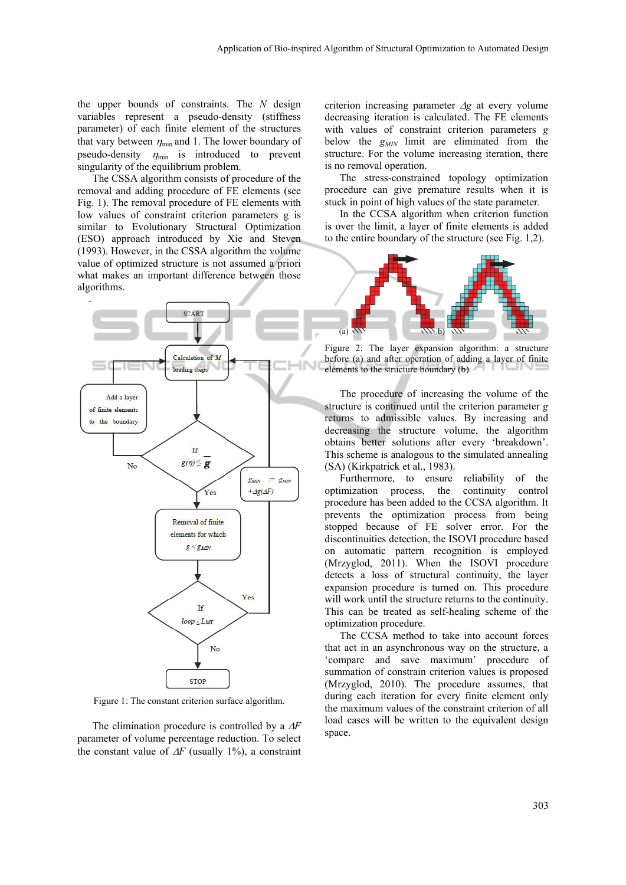the upper bounds of constraints. The $N$ design variables represent a pseudo-density (stiffness parameter) of each finite element of the structures that vary between $\eta_{min}$ and 1. The lower boundary of pseudo-density $\eta_{min}$ is introduced to prevent singularity of the equilibrium problem.

The CSSA algorithm consists of procedure of the removal and adding procedure of FE elements (see Fig. 1). The removal procedure of FE elements with low values of constraint criterion parameters g is similar to Evolutionary Structural Optimization (ESO) approach introduced by Xie and Steven (1993). However, in the CSSA algorithm the volume value of optimized structure is not assumed a priori what makes an important difference between those algorithms.

Figure 1: The constant criterion surface algorithm.

The elimination procedure is controlled by a $\Delta F$ parameter of volume percentage reduction. To select the constant value of $\Delta F$ (usually 1%), a constraint criterion increasing parameter $\Delta g$ at every volume decreasing iteration is calculated. The FE elements with values of constraint criterion parameters $g$ below the $g_{MIN}$ limit are eliminated from the structure. For the volume increasing iteration, there is no removal operation.

The stress-constrained topology optimization procedure can give premature results when it is stuck in point of high values of the state parameter.

In the CCSA algorithm when criterion function is over the limit, a layer of finite elements is added to the entire boundary of the structure (see Fig. 1,2).

Figure 2: The layer expansion algorithm: a structure before (a) and after operation of adding a layer of finite elements to the structure boundary (b).

The procedure of increasing the volume of the structure is continued until the criterion parameter $g$ returns to admissible values. By increasing and decreasing the structure volume, the algorithm obtains better solutions after every 'breakdown'. This scheme is analogous to the simulated annealing (SA) (Kirkpatrick et al., 1983).

Furthermore, to ensure reliability of the optimization process, the continuity control procedure has been added to the CCSA algorithm. It prevents the optimization process from being stopped because of FE solver error. For the discontinuities detection, the ISOVI procedure based on automatic pattern recognition is employed (Mrzyglod, 2011). When the ISOVI procedure detects a loss of structural continuity, the layer expansion procedure is turned on. This procedure will work until the structure returns to the continuity. This can be treated as self-healing scheme of the optimization procedure.

The CCSA method to take into account forces that act in an asynchronous way on the structure, a 'compare and save maximum' procedure of summation of constrain criterion values is proposed (Mrzyglod, 2010). The procedure assumes, that during each iteration for every finite element only the maximum values of the constraint criterion of all load cases will be written to the equivalent design space.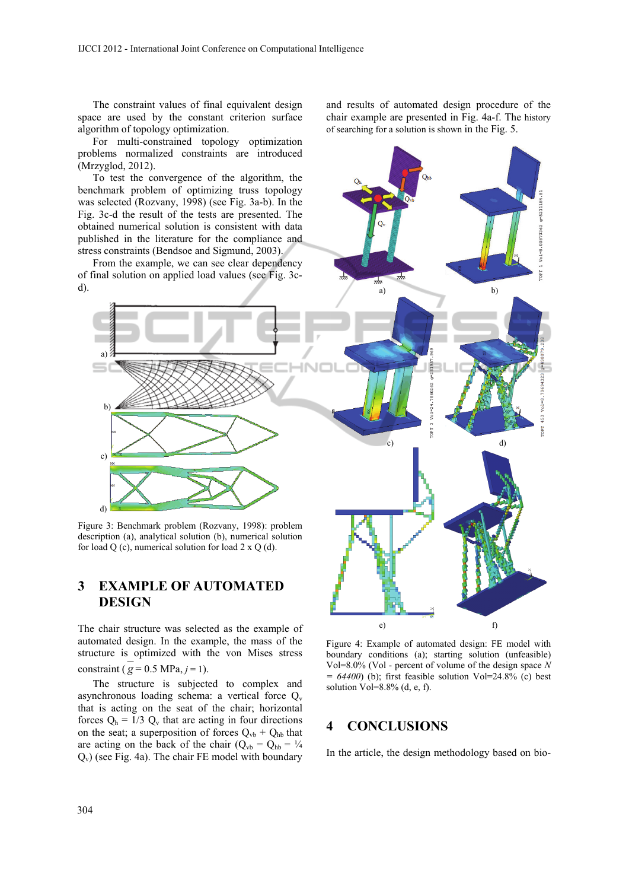The constraint values of final equivalent design space are used by the constant criterion surface algorithm of topology optimization.

For multi-constrained topology optimization problems normalized constraints are introduced (Mrzyglod, 2012).

To test the convergence of the algorithm, the benchmark problem of optimizing truss topology was selected (Rozvany, 1998) (see Fig. 3a-b). In the Fig. 3c-d the result of the tests are presented. The obtained numerical solution is consistent with data published in the literature for the compliance and stress constraints (Bendsoe and Sigmund, 2003).

From the example, we can see clear dependency of final solution on applied load values (see Fig. 3c-d).

Figure 3: Benchmark problem (Rozvany, 1998): problem description (a), analytical solution (b), numerical solution for load Q (c), numerical solution for load 2 x Q (d).

## 3 EXAMPLE OF AUTOMATED DESIGN

The chair structure was selected as the example of automated design. In the example, the mass of the structure is optimized with the von Mises stress constraint ($\overline{g} = 0.5$ MPa, $j = 1$).

The structure is subjected to complex asynchronous loading schema: a vertical force $Q_v$ that is acting on the seat of the chair; horizontal forces $Q_h = 1/3\ Q_v$ that are acting in four directions on the seat; a superposition of forces $Q_{vb} + Q_{hb}$ that are acting on the back of the chair ($Q_{vb} = Q_{hb} = ¼\ Q_v$) (see Fig. 4a). The chair FE model with boundary and results of automated design procedure of the chair example are presented in Fig. 4a-f. The history of searching for a solution is shown in the Fig. 5.

Figure 4: Example of automated design: FE model with boundary conditions (a); starting solution (unfeasible) Vol=8.0% (Vol - percent of volume of the design space *N = 64400*) (b); first feasible solution Vol=24.8% (c) best solution Vol=8.8% (d, e, f).

## 4 CONCLUSIONS

In the article, the design methodology based on bio-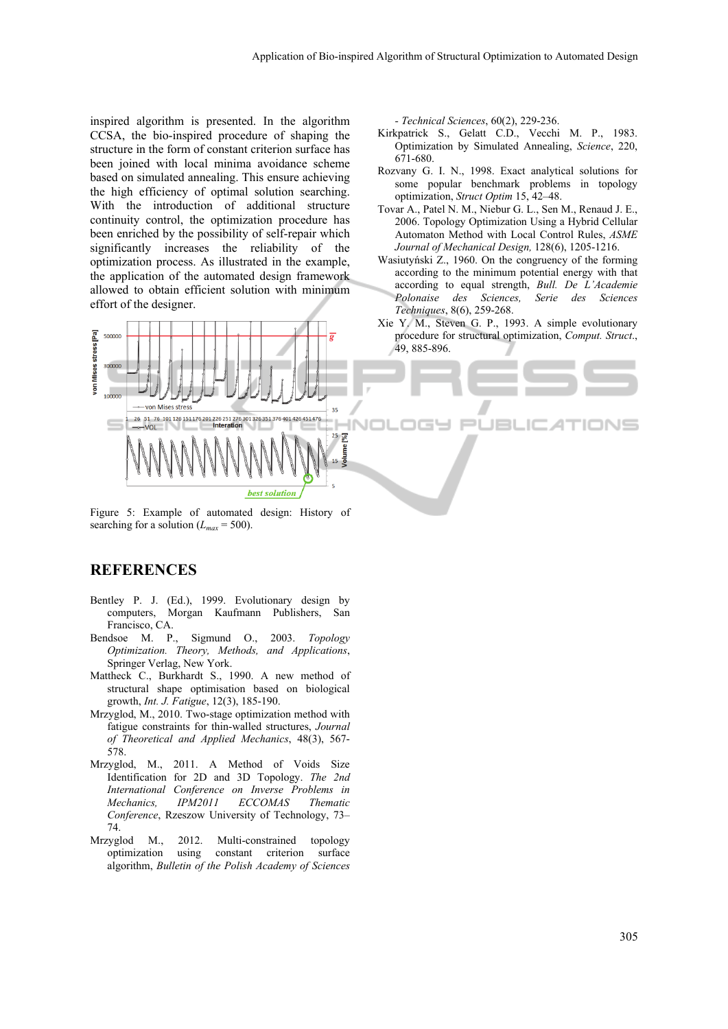inspired algorithm is presented. In the algorithm CCSA, the bio-inspired procedure of shaping the structure in the form of constant criterion surface has been joined with local minima avoidance scheme based on simulated annealing. This ensure achieving the high efficiency of optimal solution searching. With the introduction of additional structure continuity control, the optimization procedure has been enriched by the possibility of self-repair which significantly increases the reliability of the optimization process. As illustrated in the example, the application of the automated design framework allowed to obtain efficient solution with minimum effort of the designer.

von Mises stress [Pa]
500000
300000
100000
g
von Mises stress
1 26 51 76 101 126 151 176 201 226 251 276 301 326 351 376 401 426 451 476
VOL
Interation
35
25
15
5
Volume [%]
best solution

Figure 5: Example of automated design: History of searching for a solution ($L_{max}$ = 500).

## REFERENCES

Bentley P. J. (Ed.), 1999. Evolutionary design by computers, Morgan Kaufmann Publishers, San Francisco, CA.

Bendsoe M. P., Sigmund O., 2003. *Topology Optimization. Theory, Methods, and Applications*, Springer Verlag, New York.

Mattheck C., Burkhardt S., 1990. A new method of structural shape optimisation based on biological growth, *Int. J. Fatigue*, 12(3), 185-190.

Mrzyglod, M., 2010. Two-stage optimization method with fatigue constraints for thin-walled structures, *Journal of Theoretical and Applied Mechanics*, 48(3), 567-578.

Mrzyglod, M., 2011. A Method of Voids Size Identification for 2D and 3D Topology. *The 2nd International Conference on Inverse Problems in Mechanics, IPM2011 ECCOMAS Thematic Conference*, Rzeszow University of Technology, 73–74.

Mrzyglod M., 2012. Multi-constrained topology optimization using constant criterion surface algorithm, *Bulletin of the Polish Academy of Sciences - Technical Sciences*, 60(2), 229-236.

Kirkpatrick S., Gelatt C.D., Vecchi M. P., 1983. Optimization by Simulated Annealing, *Science*, 220, 671-680.

Rozvany G. I. N., 1998. Exact analytical solutions for some popular benchmark problems in topology optimization, *Struct Optim* 15, 42–48.

Tovar A., Patel N. M., Niebur G. L., Sen M., Renaud J. E., 2006. Topology Optimization Using a Hybrid Cellular Automaton Method with Local Control Rules, *ASME Journal of Mechanical Design,* 128(6), 1205-1216.

Wasiutyński Z., 1960. On the congruency of the forming according to the minimum potential energy with that according to equal strength, *Bull. De L'Academie Polonaise des Sciences, Serie des Sciences Techniques*, 8(6), 259-268.

Xie Y. M., Steven G. P., 1993. A simple evolutionary procedure for structural optimization, *Comput. Struct*., 49, 885-896.